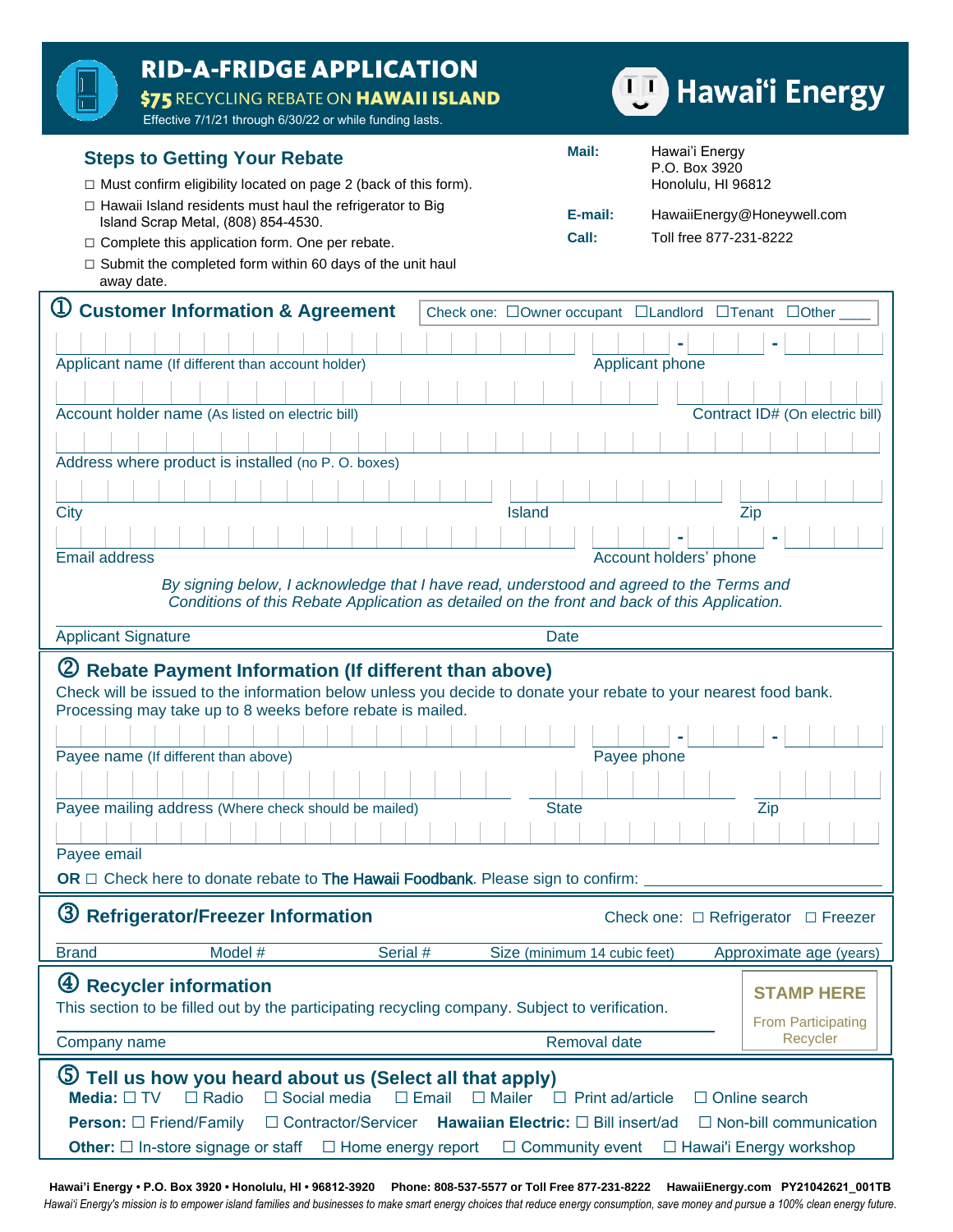# RID-A-FRIDGE APPLICATION

**$75 RECYCLING REBATE ON HAWAII ISLAND**

Effective 7/1/21 through 6/30/22 or while funding lasts.

Hawaiʻi Energy

## Steps to Getting Your Rebate

- ☐ Must confirm eligibility located on page 2 (back of this form).
- ☐ Hawaii Island residents must haul the refrigerator to Big Island Scrap Metal, (808) 854-4530.
- ☐ Complete this application form. One per rebate.
- ☐ Submit the completed form within 60 days of the unit haul away date.

**Mail:** Hawai'i Energy
P.O. Box 3920
Honolulu, HI 96812

**E-mail:** HawaiiEnergy@Honeywell.com

**Call:** Toll free 877-231-8222

## ① Customer Information & Agreement

Check one: ☐Owner occupant ☐Landlord ☐Tenant ☐Other ____

Applicant name (If different than account holder) | Applicant phone

Account holder name (As listed on electric bill) | Contract ID# (On electric bill)

Address where product is installed (no P. O. boxes)

City | Island | Zip

Email address | Account holders' phone

*By signing below, I acknowledge that I have read, understood and agreed to the Terms and Conditions of this Rebate Application as detailed on the front and back of this Application.*

Applicant Signature | Date

## ② Rebate Payment Information (If different than above)

Check will be issued to the information below unless you decide to donate your rebate to your nearest food bank. Processing may take up to 8 weeks before rebate is mailed.

Payee name (If different than above) | Payee phone

Payee mailing address (Where check should be mailed) | State | Zip

Payee email

**OR** ☐ Check here to donate rebate to The Hawaii Foodbank. Please sign to confirm: ______________

## ③ Refrigerator/Freezer Information

Check one: ☐ Refrigerator ☐ Freezer

Brand | Model # | Serial # | Size (minimum 14 cubic feet) | Approximate age (years)

## ④ Recycler information

This section to be filled out by the participating recycling company. Subject to verification.

Company name | Removal date

**STAMP HERE**
From Participating Recycler

## ⑤ Tell us how you heard about us (Select all that apply)

**Media:** ☐ TV ☐ Radio ☐ Social media ☐ Email ☐ Mailer ☐ Print ad/article ☐ Online search

**Person:** ☐ Friend/Family ☐ Contractor/Servicer **Hawaiian Electric:** ☐ Bill insert/ad ☐ Non-bill communication

**Other:** ☐ In-store signage or staff ☐ Home energy report ☐ Community event ☐ Hawai'i Energy workshop

**Hawai'i Energy • P.O. Box 3920 • Honolulu, HI • 96812-3920 Phone: 808-537-5577 or Toll Free 877-231-8222 HawaiiEnergy.com PY21042621_001TB**

*Hawai'i Energy's mission is to empower island families and businesses to make smart energy choices that reduce energy consumption, save money and pursue a 100% clean energy future.*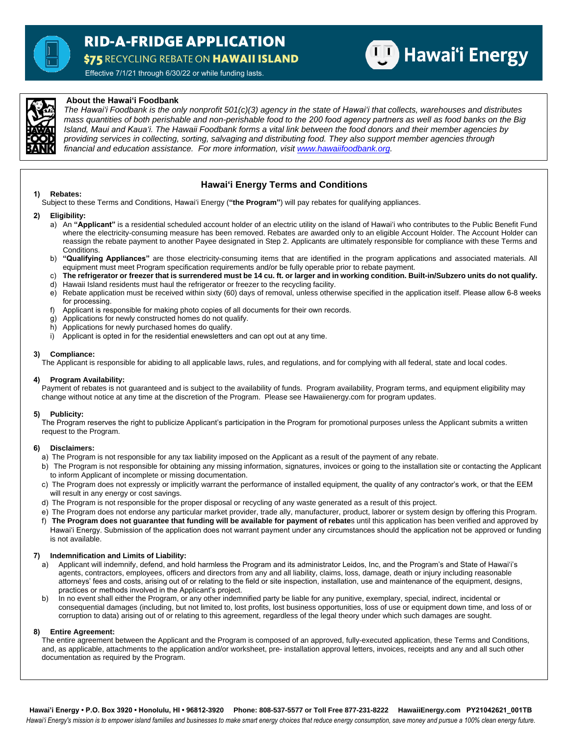# RID-A-FRIDGE APPLICATION

## $75 RECYCLING REBATE ON **HAWAII ISLAND**

Effective 7/1/21 through 6/30/22 or while funding lasts.

Hawai'i Energy

### About the Hawai'i Foodbank

*The Hawai'i Foodbank is the only nonprofit 501(c)(3) agency in the state of Hawai'i that collects, warehouses and distributes mass quantities of both perishable and non-perishable food to the 200 food agency partners as well as food banks on the Big Island, Maui and Kaua'i. The Hawaii Foodbank forms a vital link between the food donors and their member agencies by providing services in collecting, sorting, salvaging and distributing food. They also support member agencies through financial and education assistance. For more information, visit www.hawaiifoodbank.org.*

## Hawai'i Energy Terms and Conditions

**1) Rebates:**

Subject to these Terms and Conditions, Hawai'i Energy (**"the Program"**) will pay rebates for qualifying appliances.

**2) Eligibility:**

a) An **"Applicant"** is a residential scheduled account holder of an electric utility on the island of Hawai'i who contributes to the Public Benefit Fund where the electricity-consuming measure has been removed. Rebates are awarded only to an eligible Account Holder. The Account Holder can reassign the rebate payment to another Payee designated in Step 2. Applicants are ultimately responsible for compliance with these Terms and Conditions.

b) **"Qualifying Appliances"** are those electricity-consuming items that are identified in the program applications and associated materials. All equipment must meet Program specification requirements and/or be fully operable prior to rebate payment.

c) **The refrigerator or freezer that is surrendered must be 14 cu. ft. or larger and in working condition. Built-in/Subzero units do not qualify.**

d) Hawaii Island residents must haul the refrigerator or freezer to the recycling facility.

e) Rebate application must be received within sixty (60) days of removal, unless otherwise specified in the application itself. Please allow 6-8 weeks for processing.

f) Applicant is responsible for making photo copies of all documents for their own records.

g) Applications for newly constructed homes do not qualify.

h) Applications for newly purchased homes do qualify.

i) Applicant is opted in for the residential enewsletters and can opt out at any time.

**3) Compliance:**

The Applicant is responsible for abiding to all applicable laws, rules, and regulations, and for complying with all federal, state and local codes.

**4) Program Availability:**

Payment of rebates is not guaranteed and is subject to the availability of funds. Program availability, Program terms, and equipment eligibility may change without notice at any time at the discretion of the Program. Please see Hawaiienergy.com for program updates.

**5) Publicity:**

The Program reserves the right to publicize Applicant's participation in the Program for promotional purposes unless the Applicant submits a written request to the Program.

**6) Disclaimers:**

a) The Program is not responsible for any tax liability imposed on the Applicant as a result of the payment of any rebate.

b) The Program is not responsible for obtaining any missing information, signatures, invoices or going to the installation site or contacting the Applicant to inform Applicant of incomplete or missing documentation.

c) The Program does not expressly or implicitly warrant the performance of installed equipment, the quality of any contractor's work, or that the EEM will result in any energy or cost savings.

d) The Program is not responsible for the proper disposal or recycling of any waste generated as a result of this project.

e) The Program does not endorse any particular market provider, trade ally, manufacturer, product, laborer or system design by offering this Program.

f) **The Program does not guarantee that funding will be available for payment of rebate**s until this application has been verified and approved by Hawai'i Energy. Submission of the application does not warrant payment under any circumstances should the application not be approved or funding is not available.

**7) Indemnification and Limits of Liability:**

a) Applicant will indemnify, defend, and hold harmless the Program and its administrator Leidos, Inc, and the Program's and State of Hawai'i's agents, contractors, employees, officers and directors from any and all liability, claims, loss, damage, death or injury including reasonable attorneys' fees and costs, arising out of or relating to the field or site inspection, installation, use and maintenance of the equipment, designs, practices or methods involved in the Applicant's project.

b) In no event shall either the Program, or any other indemnified party be liable for any punitive, exemplary, special, indirect, incidental or consequential damages (including, but not limited to, lost profits, lost business opportunities, loss of use or equipment down time, and loss of or corruption to data) arising out of or relating to this agreement, regardless of the legal theory under which such damages are sought.

**8) Entire Agreement:**

The entire agreement between the Applicant and the Program is composed of an approved, fully-executed application, these Terms and Conditions, and, as applicable, attachments to the application and/or worksheet, pre- installation approval letters, invoices, receipts and any and all such other documentation as required by the Program.

**Hawai'i Energy • P.O. Box 3920 • Honolulu, HI • 96812-3920 Phone: 808-537-5577 or Toll Free 877-231-8222 HawaiiEnergy.com PY21042621_001TB**

*Hawai'i Energy's mission is to empower island families and businesses to make smart energy choices that reduce energy consumption, save money and pursue a 100% clean energy future.*